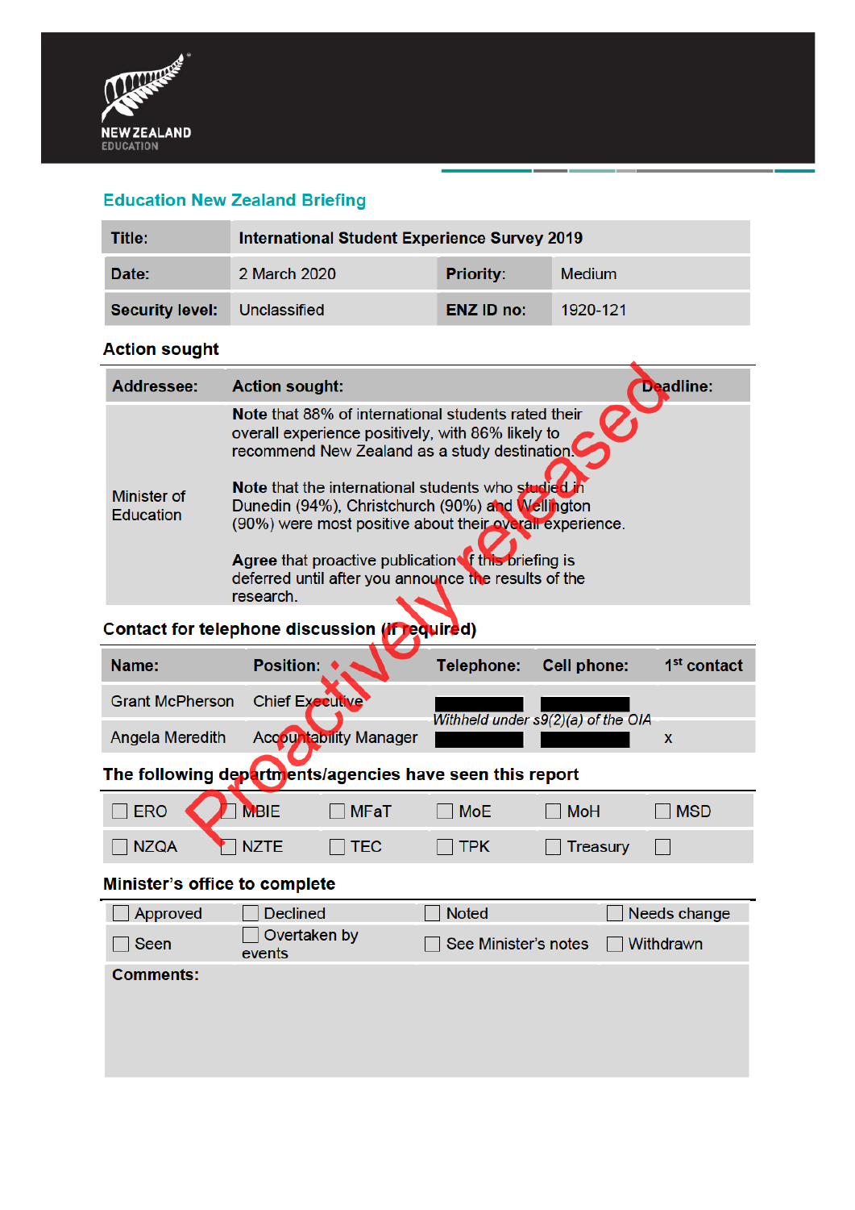NEW ZEALAND EDUCATION

## Education New Zealand Briefing

| **Title:** | **International Student Experience Survey 2019** | | |
|---|---|---|---|
| **Date:** | 2 March 2020 | **Priority:** | Medium |
| **Security level:** | Unclassified | **ENZ ID no:** | 1920-121 |

### Action sought

| **Addressee:** | **Action sought:** | **Deadline:** |
|---|---|---|
| Minister of Education | **Note** that 88% of international students rated their overall experience positively, with 86% likely to recommend New Zealand as a study destination.<br><br>**Note** that the international students who studied in Dunedin (94%), Christchurch (90%) and Wellington (90%) were most positive about their overall experience.<br><br>**Agree** that proactive publication of this briefing is deferred until after you announce the results of the research. | |

### Contact for telephone discussion (if required)

| **Name:** | **Position:** | **Telephone:** | **Cell phone:** | **1st contact** |
|---|---|---|---|---|
| Grant McPherson | Chief Executive | *Withheld under s9(2)(a) of the OIA* | | |
| Angela Meredith | Accountability Manager | | | x |

### The following departments/agencies have seen this report

| | | | | | |
|---|---|---|---|---|---|
| ☐ ERO | ☐ MBIE | ☐ MFaT | ☐ MoE | ☐ MoH | ☐ MSD |
| ☐ NZQA | ☐ NZTE | ☐ TEC | ☐ TPK | ☐ Treasury | ☐ |

### Minister's office to complete

| | | | |
|---|---|---|---|
| ☐ Approved | ☐ Declined | ☐ Noted | ☐ Needs change |
| ☐ Seen | ☐ Overtaken by events | ☐ See Minister's notes | ☐ Withdrawn |

**Comments:**

Proactively released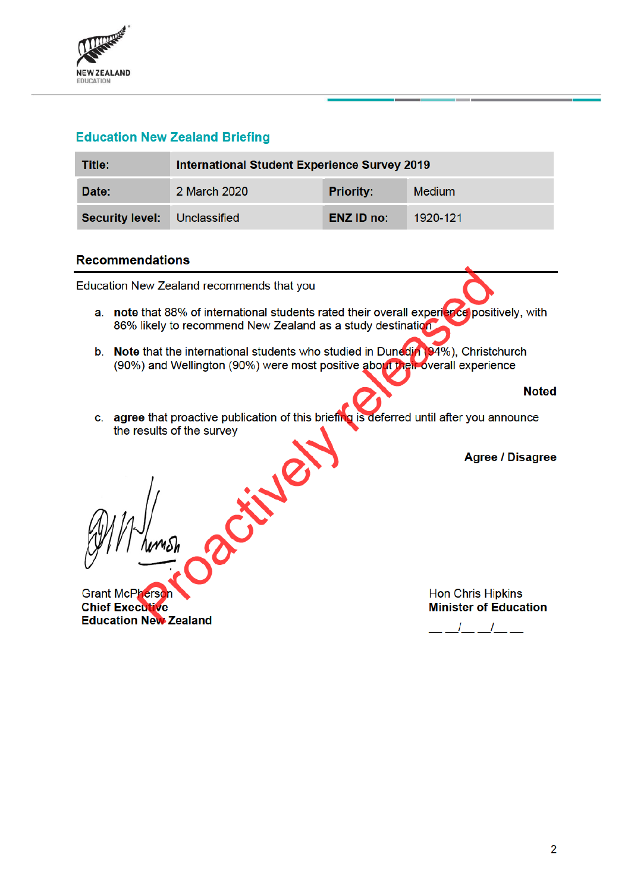NEW ZEALAND EDUCATION

## Education New Zealand Briefing

| Title: | International Student Experience Survey 2019 | | |
|---|---|---|---|
| Date: | 2 March 2020 | Priority: | Medium |
| Security level: | Unclassified | ENZ ID no: | 1920-121 |

### Recommendations

Education New Zealand recommends that you

a. **note** that 88% of international students rated their overall experience positively, with 86% likely to recommend New Zealand as a study destination

b. **Note** that the international students who studied in Dunedin (94%), Christchurch (90%) and Wellington (90%) were most positive about their overall experience

**Noted**

c. **agree** that proactive publication of this briefing is deferred until after you announce the results of the survey

**Agree / Disagree**

Grant McPherson
**Chief Executive**
**Education New Zealand**

Hon Chris Hipkins
**Minister of Education**
__ __/__ __/__ __

Proactively released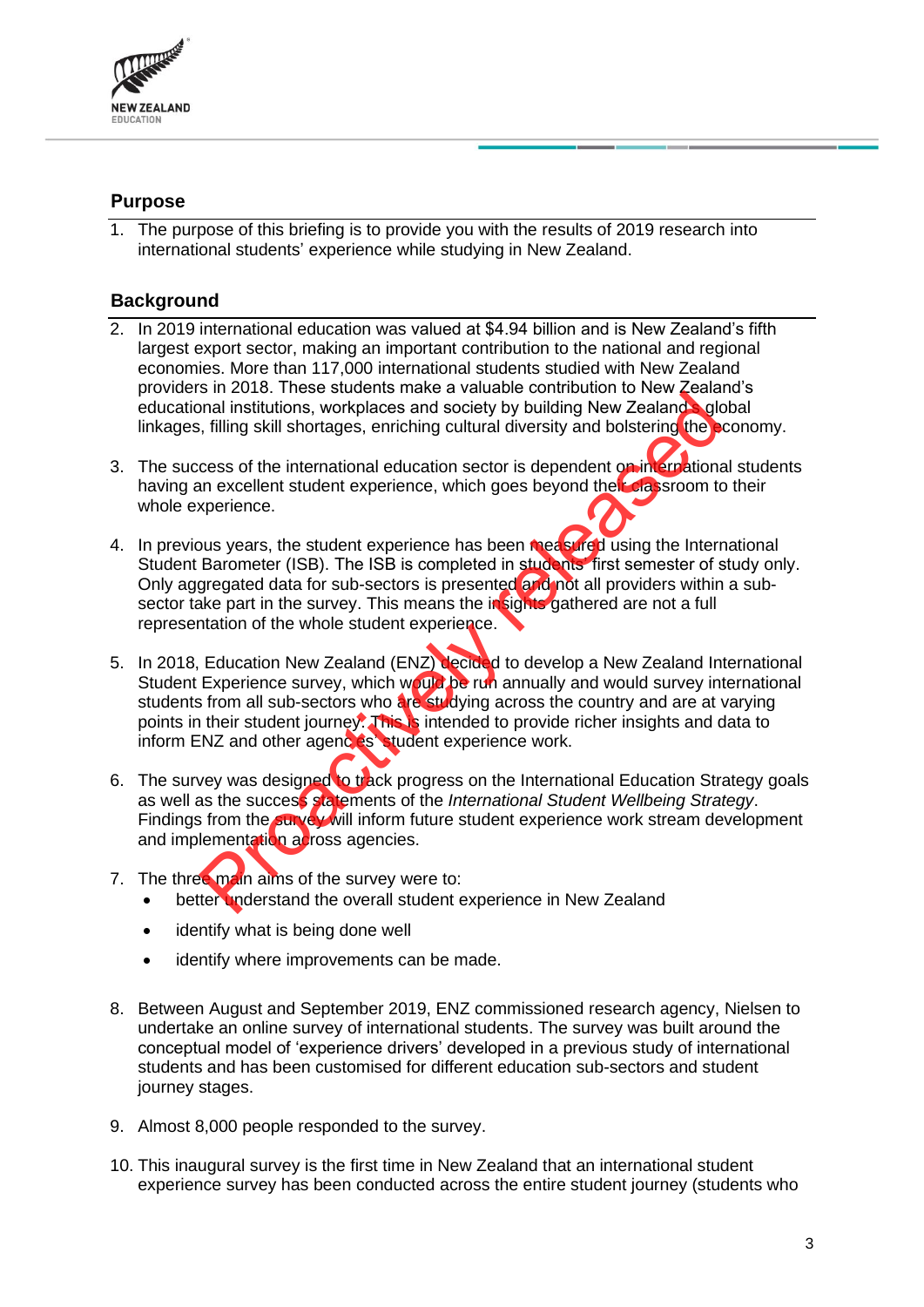## Purpose

1. The purpose of this briefing is to provide you with the results of 2019 research into international students' experience while studying in New Zealand.

## Background

2. In 2019 international education was valued at $4.94 billion and is New Zealand's fifth largest export sector, making an important contribution to the national and regional economies. More than 117,000 international students studied with New Zealand providers in 2018. These students make a valuable contribution to New Zealand's educational institutions, workplaces and society by building New Zealand's global linkages, filling skill shortages, enriching cultural diversity and bolstering the economy.

3. The success of the international education sector is dependent on international students having an excellent student experience, which goes beyond their classroom to their whole experience.

4. In previous years, the student experience has been measured using the International Student Barometer (ISB). The ISB is completed in students' first semester of study only. Only aggregated data for sub-sectors is presented and not all providers within a sub-sector take part in the survey. This means the insights gathered are not a full representation of the whole student experience.

5. In 2018, Education New Zealand (ENZ) decided to develop a New Zealand International Student Experience survey, which would be run annually and would survey international students from all sub-sectors who are studying across the country and are at varying points in their student journey. This is intended to provide richer insights and data to inform ENZ and other agencies' student experience work.

6. The survey was designed to track progress on the International Education Strategy goals as well as the success statements of the *International Student Wellbeing Strategy*. Findings from the survey will inform future student experience work stream development and implementation across agencies.

7. The three main aims of the survey were to:
   - better understand the overall student experience in New Zealand
   - identify what is being done well
   - identify where improvements can be made.

8. Between August and September 2019, ENZ commissioned research agency, Nielsen to undertake an online survey of international students. The survey was built around the conceptual model of 'experience drivers' developed in a previous study of international students and has been customised for different education sub-sectors and student journey stages.

9. Almost 8,000 people responded to the survey.

10. This inaugural survey is the first time in New Zealand that an international student experience survey has been conducted across the entire student journey (students who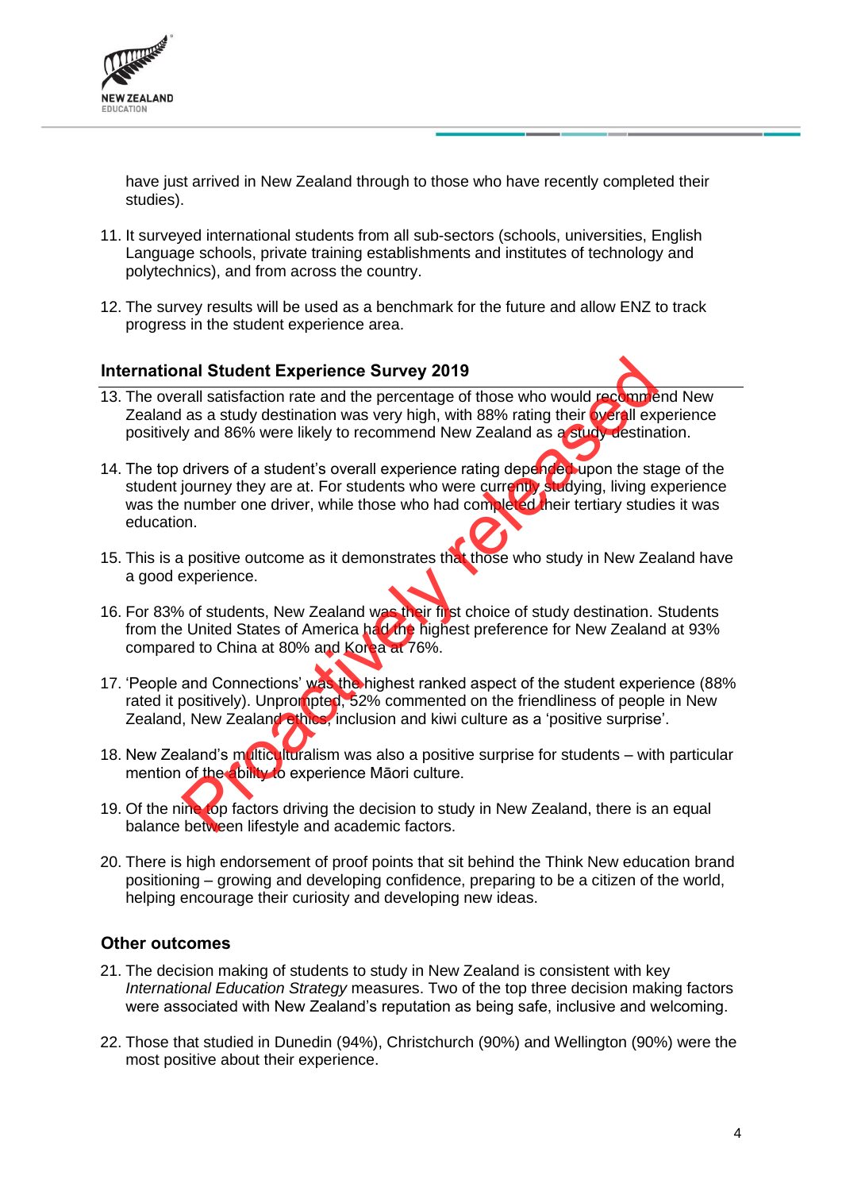have just arrived in New Zealand through to those who have recently completed their studies).

11. It surveyed international students from all sub-sectors (schools, universities, English Language schools, private training establishments and institutes of technology and polytechnics), and from across the country.

12. The survey results will be used as a benchmark for the future and allow ENZ to track progress in the student experience area.

## International Student Experience Survey 2019

13. The overall satisfaction rate and the percentage of those who would recommend New Zealand as a study destination was very high, with 88% rating their overall experience positively and 86% were likely to recommend New Zealand as a study destination.

14. The top drivers of a student's overall experience rating depended upon the stage of the student journey they are at. For students who were currently studying, living experience was the number one driver, while those who had completed their tertiary studies it was education.

15. This is a positive outcome as it demonstrates that those who study in New Zealand have a good experience.

16. For 83% of students, New Zealand was their first choice of study destination. Students from the United States of America had the highest preference for New Zealand at 93% compared to China at 80% and Korea at 76%.

17. 'People and Connections' was the highest ranked aspect of the student experience (88% rated it positively). Unprompted, 52% commented on the friendliness of people in New Zealand, New Zealand ethics, inclusion and kiwi culture as a 'positive surprise'.

18. New Zealand's multiculturalism was also a positive surprise for students – with particular mention of the ability to experience Māori culture.

19. Of the nine top factors driving the decision to study in New Zealand, there is an equal balance between lifestyle and academic factors.

20. There is high endorsement of proof points that sit behind the Think New education brand positioning – growing and developing confidence, preparing to be a citizen of the world, helping encourage their curiosity and developing new ideas.

## Other outcomes

21. The decision making of students to study in New Zealand is consistent with key *International Education Strategy* measures. Two of the top three decision making factors were associated with New Zealand's reputation as being safe, inclusive and welcoming.

22. Those that studied in Dunedin (94%), Christchurch (90%) and Wellington (90%) were the most positive about their experience.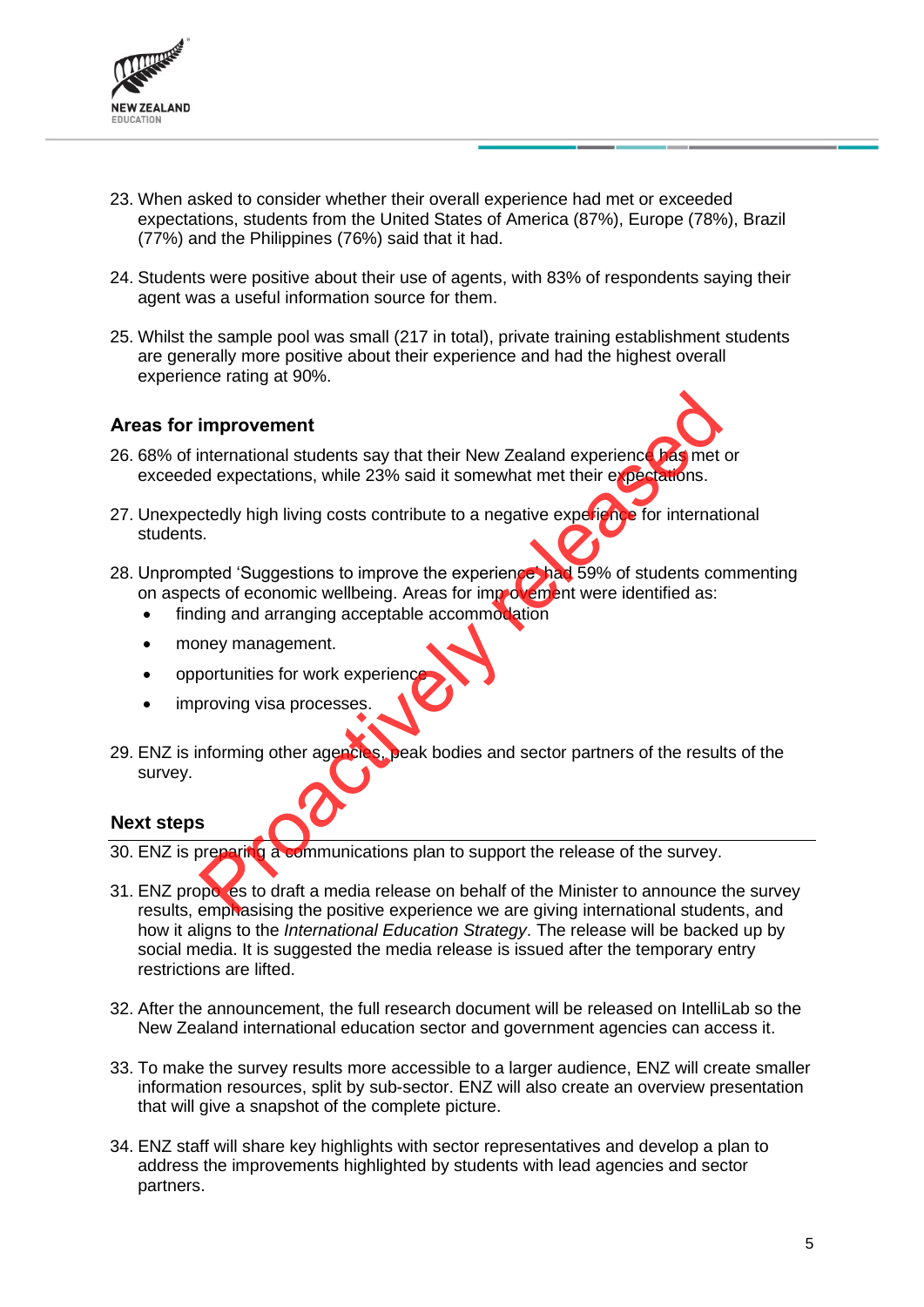23. When asked to consider whether their overall experience had met or exceeded expectations, students from the United States of America (87%), Europe (78%), Brazil (77%) and the Philippines (76%) said that it had.

24. Students were positive about their use of agents, with 83% of respondents saying their agent was a useful information source for them.

25. Whilst the sample pool was small (217 in total), private training establishment students are generally more positive about their experience and had the highest overall experience rating at 90%.

### Areas for improvement

26. 68% of international students say that their New Zealand experience has met or exceeded expectations, while 23% said it somewhat met their expectations.

27. Unexpectedly high living costs contribute to a negative experience for international students.

28. Unprompted 'Suggestions to improve the experience' had 59% of students commenting on aspects of economic wellbeing. Areas for improvement were identified as:
    - finding and arranging acceptable accommodation
    - money management.
    - opportunities for work experience
    - improving visa processes.

29. ENZ is informing other agencies, peak bodies and sector partners of the results of the survey.

### Next steps

30. ENZ is preparing a communications plan to support the release of the survey.

31. ENZ proposes to draft a media release on behalf of the Minister to announce the survey results, emphasising the positive experience we are giving international students, and how it aligns to the *International Education Strategy*. The release will be backed up by social media. It is suggested the media release is issued after the temporary entry restrictions are lifted.

32. After the announcement, the full research document will be released on IntelliLab so the New Zealand international education sector and government agencies can access it.

33. To make the survey results more accessible to a larger audience, ENZ will create smaller information resources, split by sub-sector. ENZ will also create an overview presentation that will give a snapshot of the complete picture.

34. ENZ staff will share key highlights with sector representatives and develop a plan to address the improvements highlighted by students with lead agencies and sector partners.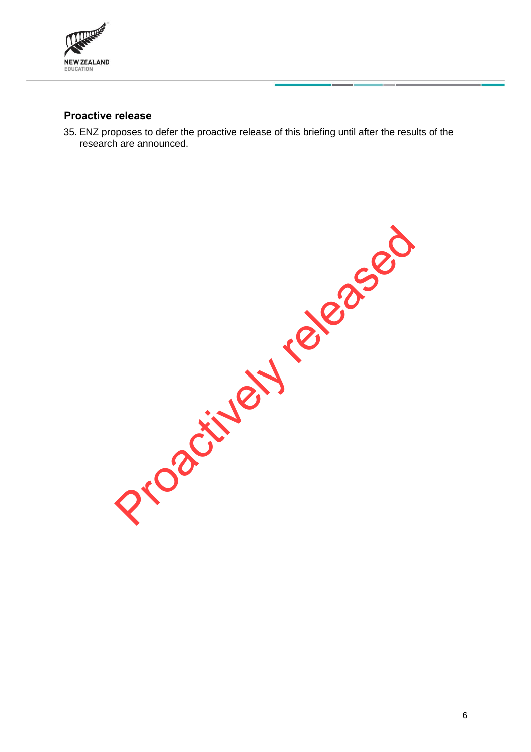## Proactive release

35. ENZ proposes to defer the proactive release of this briefing until after the results of the research are announced.

Proactively released